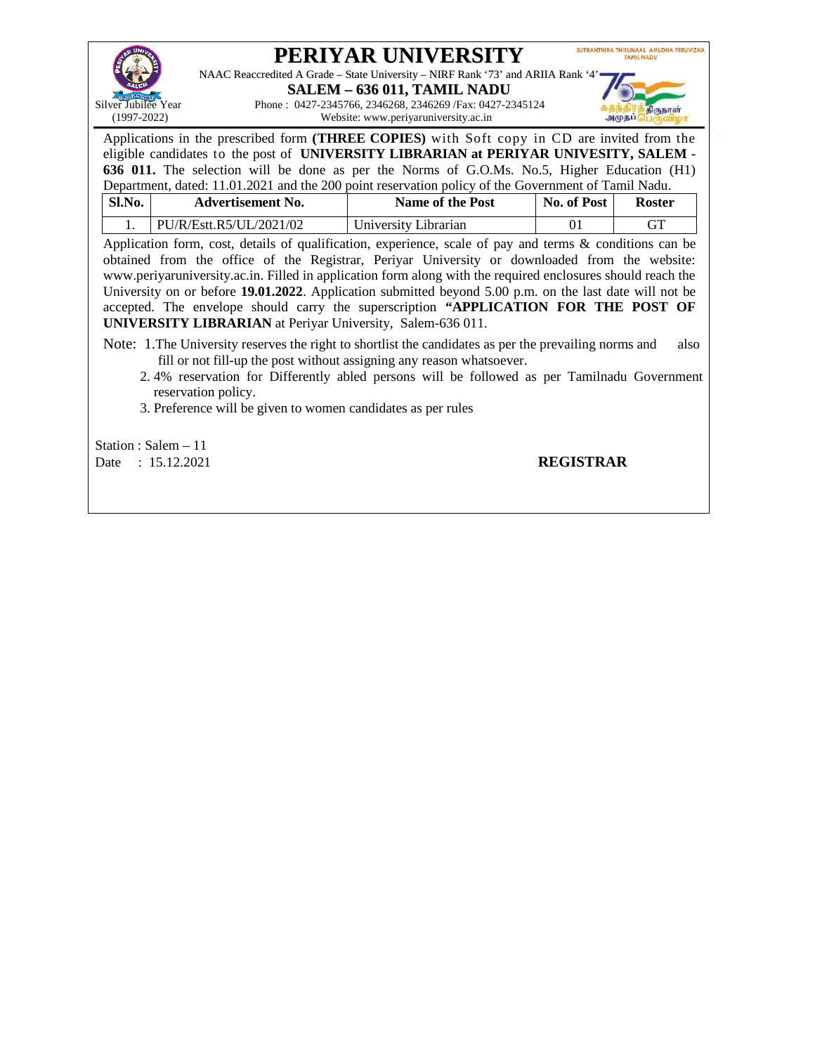# PERIYAR UNIVERSITY

SUTHANTHIRA THIRUNAAL AMUDHA PERUVIZHA TAMIL NADU

NAAC Reaccredited A Grade – State University – NIRF Rank '73' and ARIIA Rank '4'

**SALEM – 636 011, TAMIL NADU**

Silver Jubilee Year (1997-2022)

Phone : 0427-2345766, 2346268, 2346269 /Fax: 0427-2345124

Website: www.periyaruniversity.ac.in

சுதந்திரத் திருநாள் அமுதப் பெருவிழா

Applications in the prescribed form **(THREE COPIES)** with Soft copy in CD are invited from the eligible candidates to the post of **UNIVERSITY LIBRARIAN at PERIYAR UNIVESITY, SALEM - 636 011.** The selection will be done as per the Norms of G.O.Ms. No.5, Higher Education (H1) Department, dated: 11.01.2021 and the 200 point reservation policy of the Government of Tamil Nadu.

| Sl.No. | Advertisement No. | Name of the Post | No. of Post | Roster |
|---|---|---|---|---|
| 1. | PU/R/Estt.R5/UL/2021/02 | University Librarian | 01 | GT |

Application form, cost, details of qualification, experience, scale of pay and terms & conditions can be obtained from the office of the Registrar, Periyar University or downloaded from the website: www.periyaruniversity.ac.in. Filled in application form along with the required enclosures should reach the University on or before **19.01.2022**. Application submitted beyond 5.00 p.m. on the last date will not be accepted. The envelope should carry the superscription **"APPLICATION FOR THE POST OF UNIVERSITY LIBRARIAN** at Periyar University, Salem-636 011.

Note:
1. The University reserves the right to shortlist the candidates as per the prevailing norms and also fill or not fill-up the post without assigning any reason whatsoever.
2. 4% reservation for Differently abled persons will be followed as per Tamilnadu Government reservation policy.
3. Preference will be given to women candidates as per rules

Station : Salem – 11

Date : 15.12.2021

**REGISTRAR**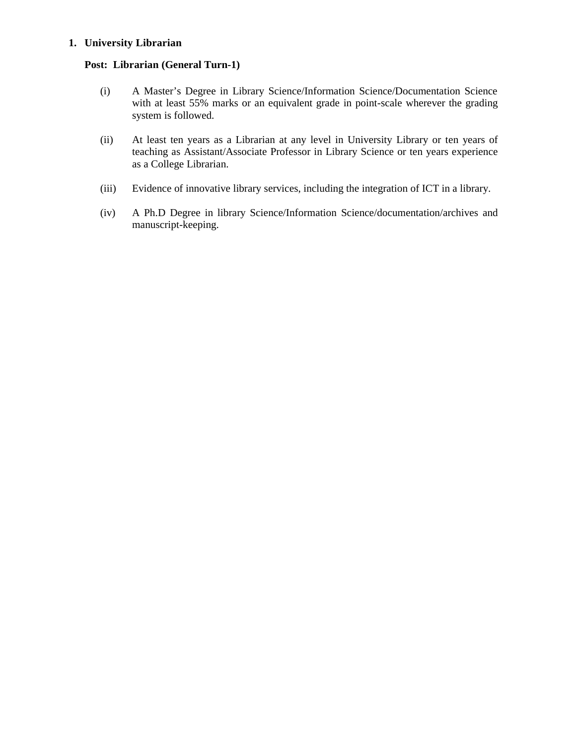1. **University Librarian**

   **Post: Librarian (General Turn-1)**

   (i) A Master's Degree in Library Science/Information Science/Documentation Science with at least 55% marks or an equivalent grade in point-scale wherever the grading system is followed.

   (ii) At least ten years as a Librarian at any level in University Library or ten years of teaching as Assistant/Associate Professor in Library Science or ten years experience as a College Librarian.

   (iii) Evidence of innovative library services, including the integration of ICT in a library.

   (iv) A Ph.D Degree in library Science/Information Science/documentation/archives and manuscript-keeping.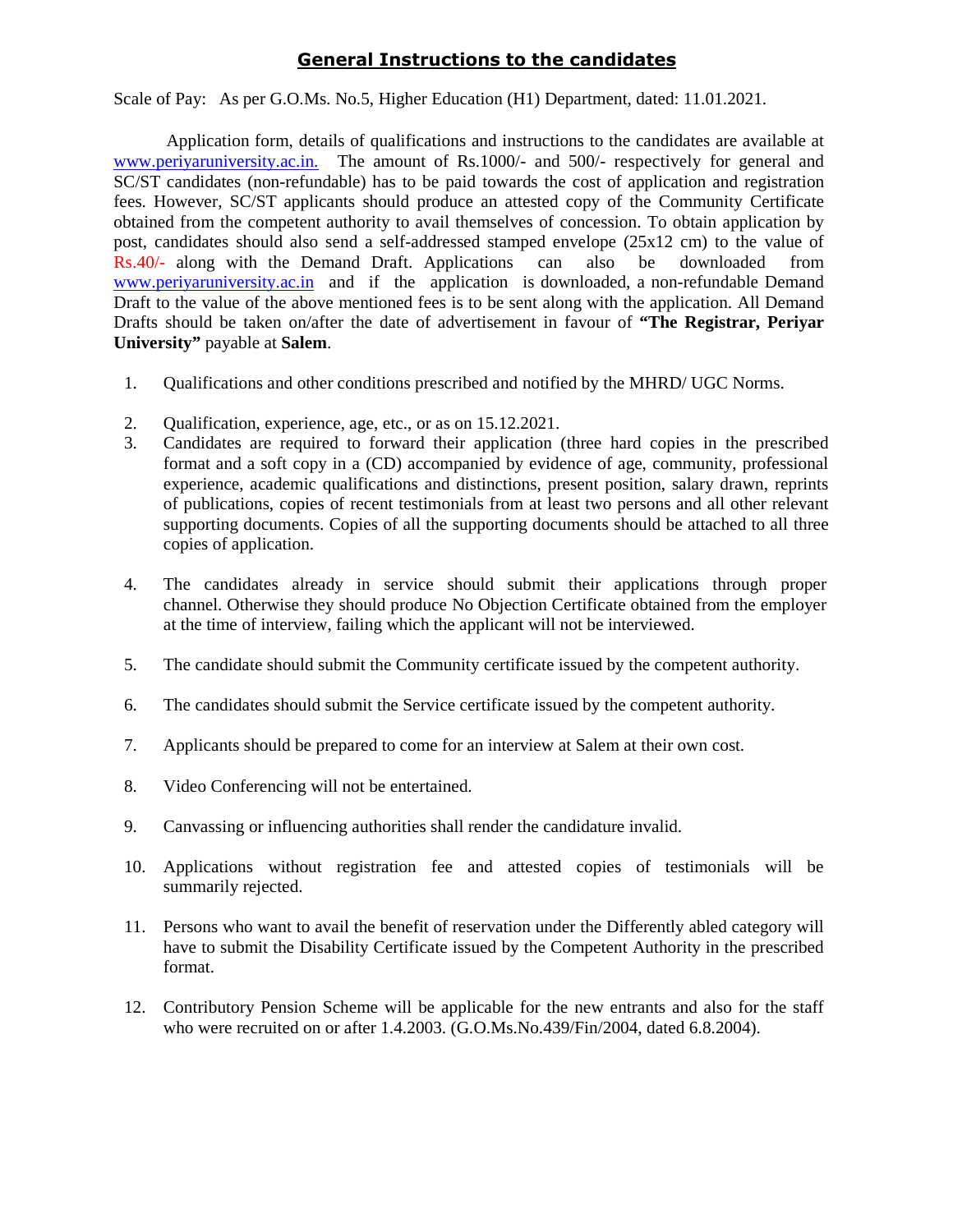## General Instructions to the candidates

Scale of Pay: As per G.O.Ms. No.5, Higher Education (H1) Department, dated: 11.01.2021.

Application form, details of qualifications and instructions to the candidates are available at www.periyaruniversity.ac.in. The amount of Rs.1000/- and 500/- respectively for general and SC/ST candidates (non-refundable) has to be paid towards the cost of application and registration fees. However, SC/ST applicants should produce an attested copy of the Community Certificate obtained from the competent authority to avail themselves of concession. To obtain application by post, candidates should also send a self-addressed stamped envelope (25x12 cm) to the value of Rs.40/- along with the Demand Draft. Applications can also be downloaded from www.periyaruniversity.ac.in and if the application is downloaded, a non-refundable Demand Draft to the value of the above mentioned fees is to be sent along with the application. All Demand Drafts should be taken on/after the date of advertisement in favour of **"The Registrar, Periyar University"** payable at **Salem**.

1. Qualifications and other conditions prescribed and notified by the MHRD/ UGC Norms.
2. Qualification, experience, age, etc., or as on 15.12.2021.
3. Candidates are required to forward their application (three hard copies in the prescribed format and a soft copy in a (CD) accompanied by evidence of age, community, professional experience, academic qualifications and distinctions, present position, salary drawn, reprints of publications, copies of recent testimonials from at least two persons and all other relevant supporting documents. Copies of all the supporting documents should be attached to all three copies of application.
4. The candidates already in service should submit their applications through proper channel. Otherwise they should produce No Objection Certificate obtained from the employer at the time of interview, failing which the applicant will not be interviewed.
5. The candidate should submit the Community certificate issued by the competent authority.
6. The candidates should submit the Service certificate issued by the competent authority.
7. Applicants should be prepared to come for an interview at Salem at their own cost.
8. Video Conferencing will not be entertained.
9. Canvassing or influencing authorities shall render the candidature invalid.
10. Applications without registration fee and attested copies of testimonials will be summarily rejected.
11. Persons who want to avail the benefit of reservation under the Differently abled category will have to submit the Disability Certificate issued by the Competent Authority in the prescribed format.
12. Contributory Pension Scheme will be applicable for the new entrants and also for the staff who were recruited on or after 1.4.2003. (G.O.Ms.No.439/Fin/2004, dated 6.8.2004).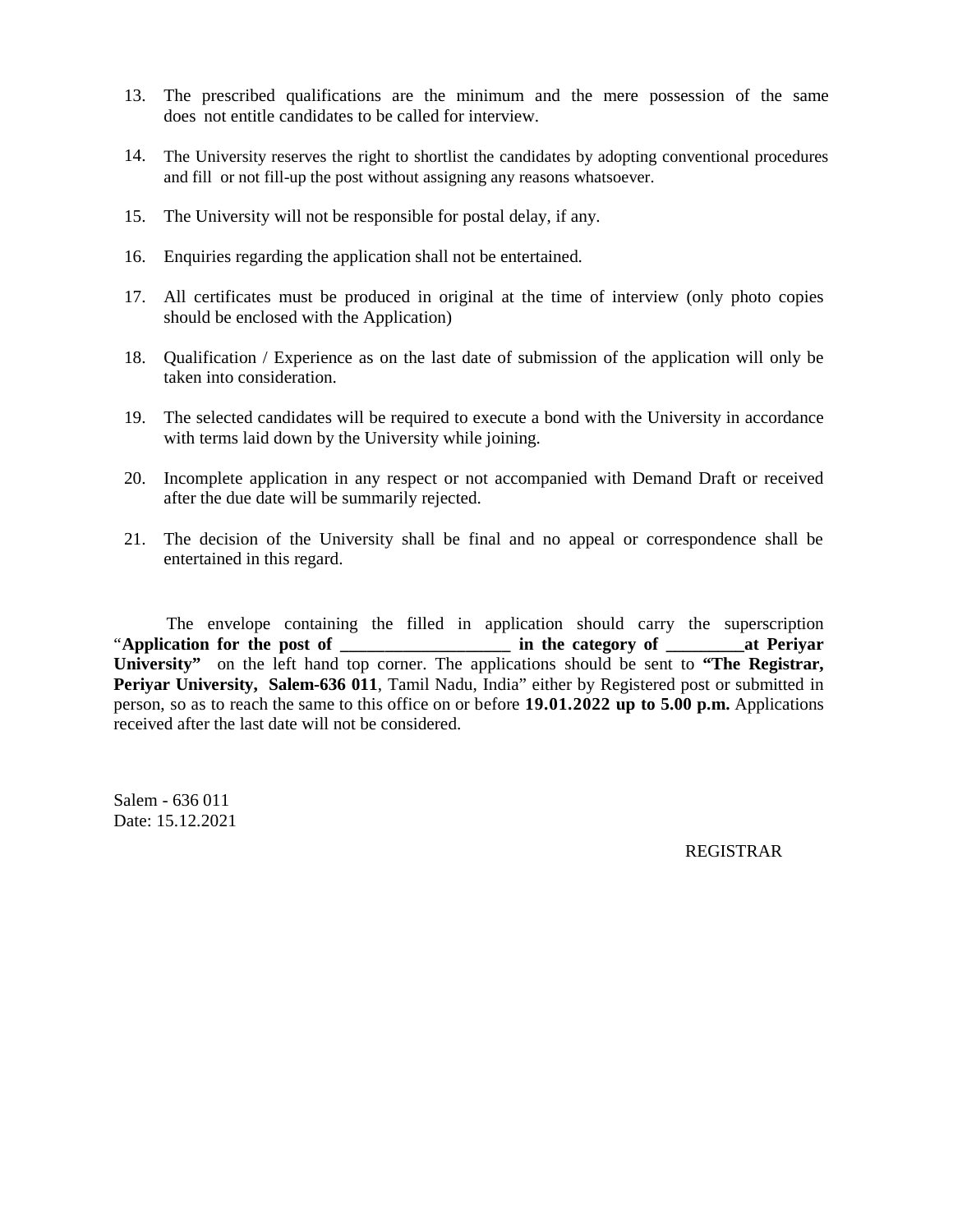13. The prescribed qualifications are the minimum and the mere possession of the same does not entitle candidates to be called for interview.

14. The University reserves the right to shortlist the candidates by adopting conventional procedures and fill or not fill-up the post without assigning any reasons whatsoever.

15. The University will not be responsible for postal delay, if any.

16. Enquiries regarding the application shall not be entertained.

17. All certificates must be produced in original at the time of interview (only photo copies should be enclosed with the Application)

18. Qualification / Experience as on the last date of submission of the application will only be taken into consideration.

19. The selected candidates will be required to execute a bond with the University in accordance with terms laid down by the University while joining.

20. Incomplete application in any respect or not accompanied with Demand Draft or received after the due date will be summarily rejected.

21. The decision of the University shall be final and no appeal or correspondence shall be entertained in this regard.

The envelope containing the filled in application should carry the superscription "**Application for the post of ___________________ in the category of _________at Periyar University"** on the left hand top corner. The applications should be sent to **"The Registrar, Periyar University, Salem-636 011**, Tamil Nadu, India" either by Registered post or submitted in person, so as to reach the same to this office on or before **19.01.2022 up to 5.00 p.m.** Applications received after the last date will not be considered.

Salem - 636 011
Date: 15.12.2021

REGISTRAR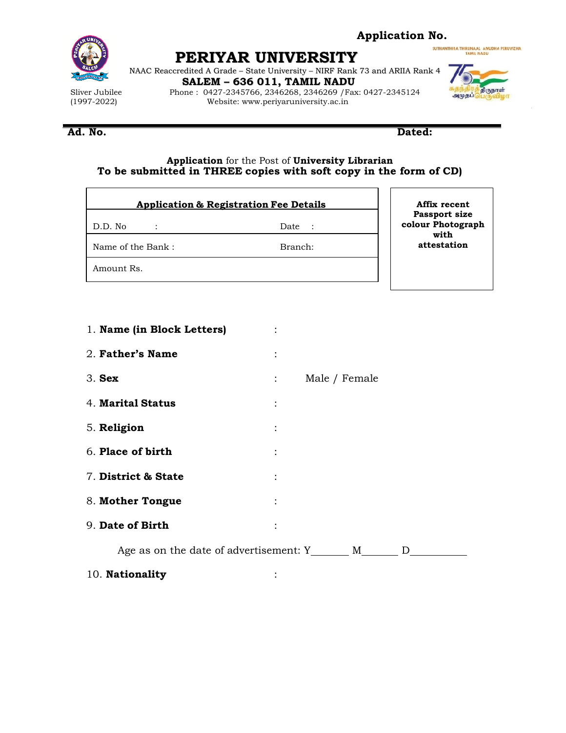**Application No.**

SUTHANTHIRA THIRUNAAL AMUDHA PERUVIZHA TAMIL NADU

# PERIYAR UNIVERSITY

NAAC Reaccredited A Grade – State University – NIRF Rank 73 and ARIIA Rank 4

**SALEM – 636 011, TAMIL NADU**

Sliver Jubilee (1997-2022)

Phone : 0427-2345766, 2346268, 2346269 /Fax: 0427-2345124

Website: www.periyaruniversity.ac.in

சுதந்திரத் திருநாள் அமுதப் பெருவிழா

**Ad. No.** **Dated:**

**Application** for the Post of **University Librarian**
**To be submitted in THREE copies with soft copy in the form of CD)**

| **Application & Registration Fee Details** | |
|---|---|
| D.D. No : | Date : |
| Name of the Bank : | Branch: |
| Amount Rs. | |

**Affix recent Passport size colour Photograph with attestation**

1. **Name (in Block Letters)** :
2. **Father's Name** :
3. **Sex** : Male / Female
4. **Marital Status** :
5. **Religion** :
6. **Place of birth** :
7. **District & State** :
8. **Mother Tongue** :
9. **Date of Birth** :

   Age as on the date of advertisement: Y_______ M_______ D__________

10. **Nationality** :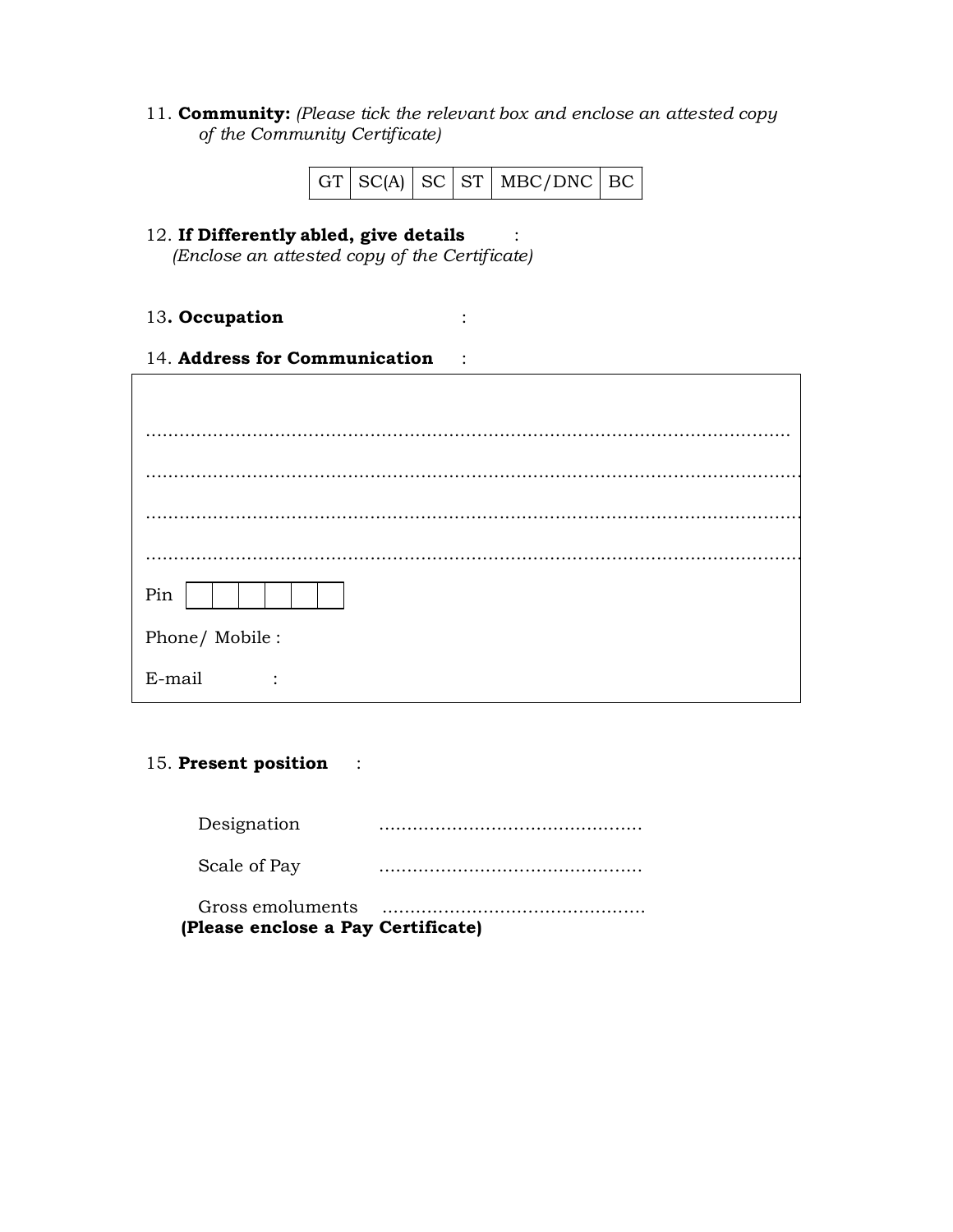11. **Community:** *(Please tick the relevant box and enclose an attested copy of the Community Certificate)*

| GT | SC(A) | SC | ST | MBC/DNC | BC |
|---|---|---|---|---|---|

12. **If Differently abled, give details** :
*(Enclose an attested copy of the Certificate)*

13**. Occupation** :

14. **Address for Communication** :

..................................................................................................................

..................................................................................................................

..................................................................................................................

..................................................................................................................

Pin | | | | | | |

Phone/ Mobile :

E-mail :

15. **Present position** :

Designation ..............................................

Scale of Pay ..............................................

Gross emoluments ..............................................

**(Please enclose a Pay Certificate)**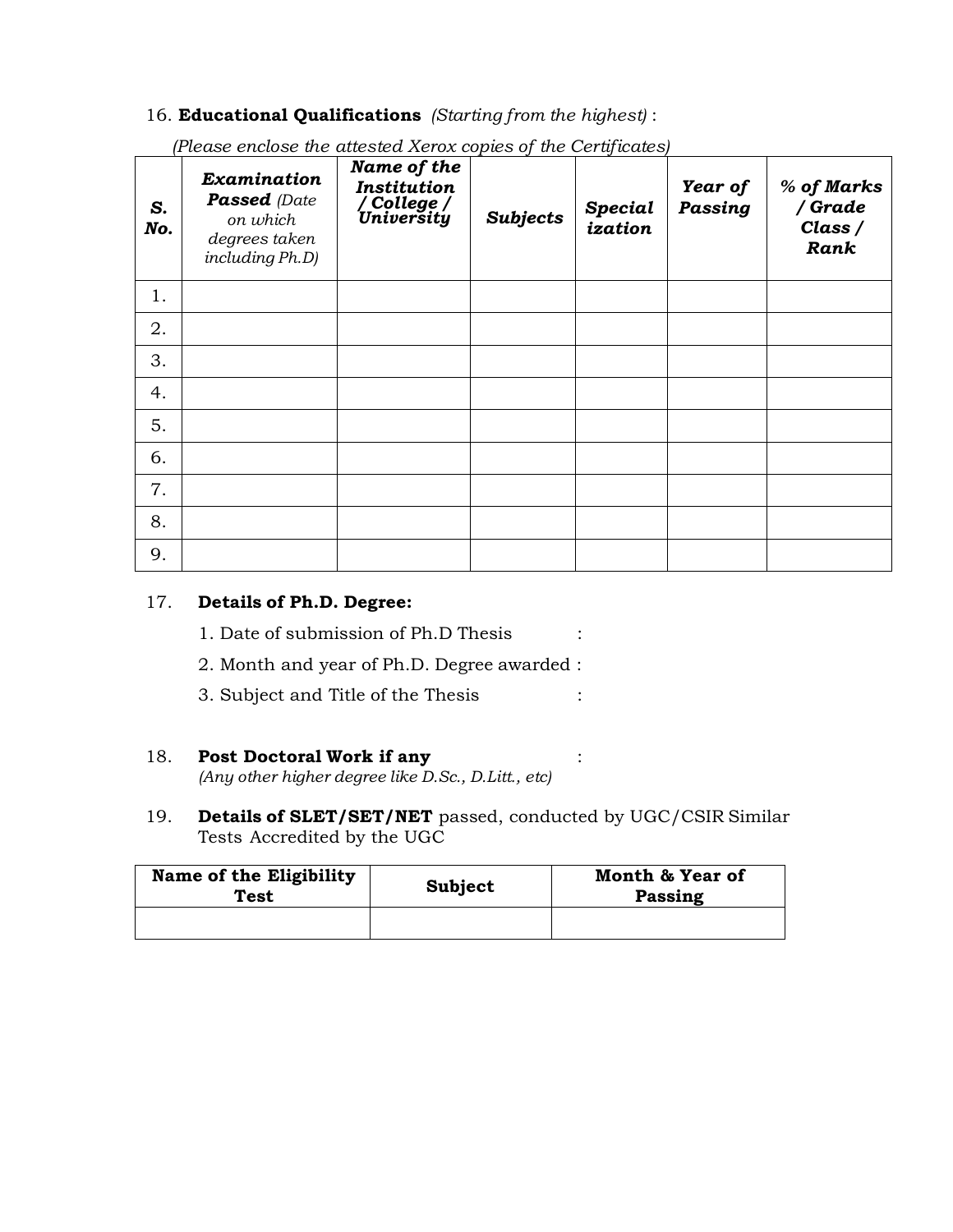16. **Educational Qualifications** *(Starting from the highest)* :

*(Please enclose the attested Xerox copies of the Certificates)*

| ***S. No.*** | ***Examination Passed*** *(Date on which degrees taken including Ph.D)* | ***Name of the Institution / College / University*** | ***Subjects*** | ***Specialization*** | ***Year of Passing*** | ***% of Marks / Grade Class / Rank*** |
|---|---|---|---|---|---|---|
| 1. | | | | | | |
| 2. | | | | | | |
| 3. | | | | | | |
| 4. | | | | | | |
| 5. | | | | | | |
| 6. | | | | | | |
| 7. | | | | | | |
| 8. | | | | | | |
| 9. | | | | | | |

17. **Details of Ph.D. Degree:**

1. Date of submission of Ph.D Thesis :
2. Month and year of Ph.D. Degree awarded :
3. Subject and Title of the Thesis :

18. **Post Doctoral Work if any** :
*(Any other higher degree like D.Sc., D.Litt., etc)*

19. **Details of SLET/SET/NET** passed, conducted by UGC/CSIR Similar Tests Accredited by the UGC

| **Name of the Eligibility Test** | **Subject** | **Month & Year of Passing** |
|---|---|---|
| | | |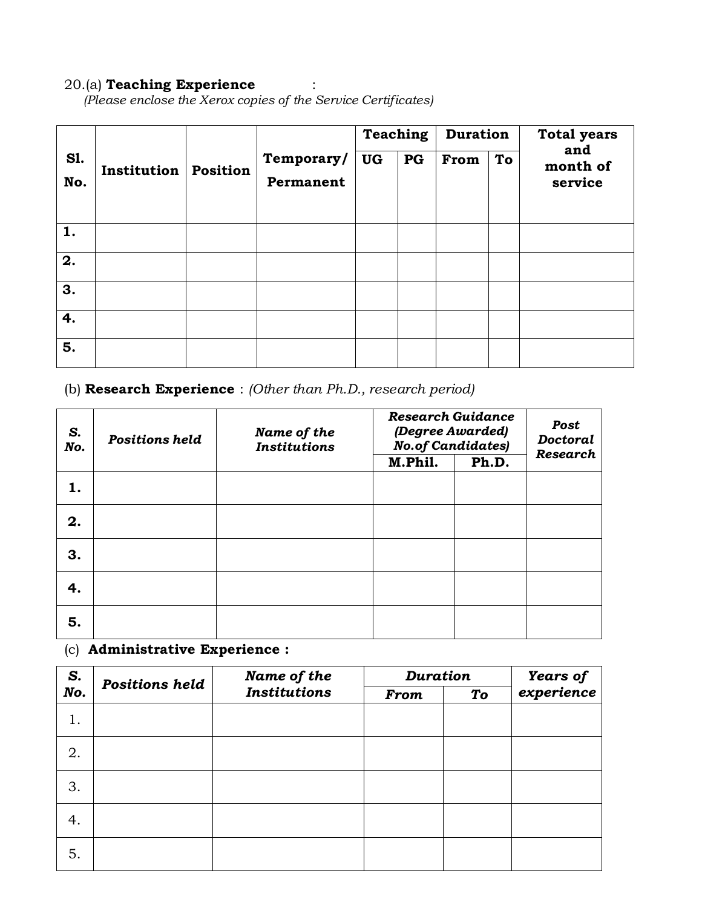20.(a) **Teaching Experience** :
*(Please enclose the Xerox copies of the Service Certificates)*

| **Sl. No.** | **Institution** | **Position** | **Temporary/ Permanent** | **Teaching** | | **Duration** | | **Total years and month of service** |
|---|---|---|---|---|---|---|---|---|
| | | | | **UG** | **PG** | **From** | **To** | |
| **1.** | | | | | | | | |
| **2.** | | | | | | | | |
| **3.** | | | | | | | | |
| **4.** | | | | | | | | |
| **5.** | | | | | | | | |

(b) **Research Experience** : *(Other than Ph.D., research period)*

| ***S. No.*** | ***Positions held*** | ***Name of the Institutions*** | ***Research Guidance (Degree Awarded) No.of Candidates)*** | | ***Post Doctoral Research*** |
|---|---|---|---|---|---|
| | | | **M.Phil.** | **Ph.D.** | |
| **1.** | | | | | |
| **2.** | | | | | |
| **3.** | | | | | |
| **4.** | | | | | |
| **5.** | | | | | |

(c) **Administrative Experience :**

| ***S. No.*** | ***Positions held*** | ***Name of the Institutions*** | ***Duration*** | | ***Years of experience*** |
|---|---|---|---|---|---|
| | | | ***From*** | ***To*** | |
| 1. | | | | | |
| 2. | | | | | |
| 3. | | | | | |
| 4. | | | | | |
| 5. | | | | | |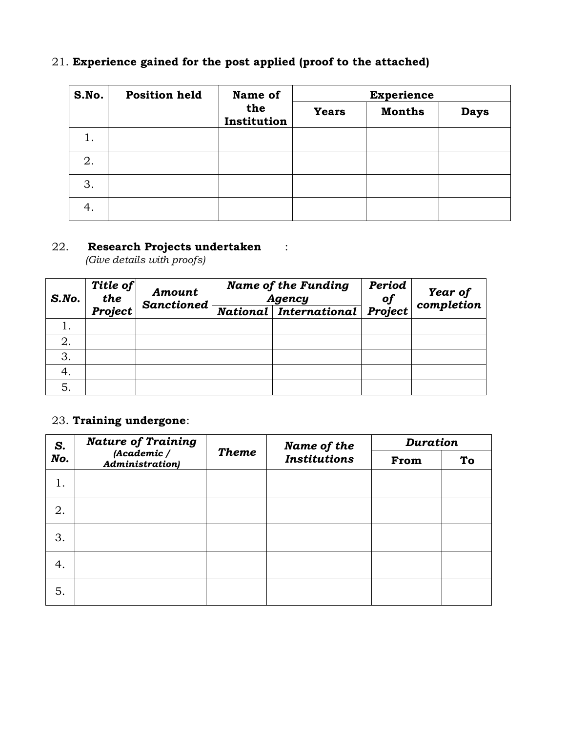21. **Experience gained for the post applied (proof to the attached)**

| **S.No.** | **Position held** | **Name of the Institution** | **Experience** | | |
|---|---|---|---|---|---|
| | | | **Years** | **Months** | **Days** |
| 1. | | | | | |
| 2. | | | | | |
| 3. | | | | | |
| 4. | | | | | |

22. **Research Projects undertaken** :
*(Give details with proofs)*

| ***S.No.*** | ***Title of the Project*** | ***Amount Sanctioned*** | ***Name of the Funding Agency*** | | ***Period of Project*** | ***Year of completion*** |
|---|---|---|---|---|---|---|
| | | | ***National*** | ***International*** | | |
| 1. | | | | | | |
| 2. | | | | | | |
| 3. | | | | | | |
| 4. | | | | | | |
| 5. | | | | | | |

23. **Training undergone**:

| ***S. No.*** | ***Nature of Training (Academic / Administration)*** | ***Theme*** | ***Name of the Institutions*** | ***Duration*** | |
|---|---|---|---|---|---|
| | | | | **From** | **To** |
| 1. | | | | | |
| 2. | | | | | |
| 3. | | | | | |
| 4. | | | | | |
| 5. | | | | | |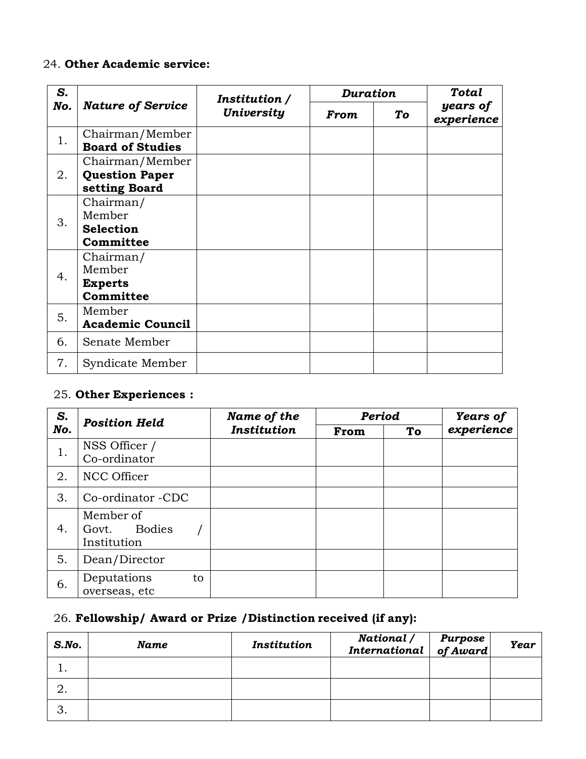24. **Other Academic service:**

| ***S. No.*** | ***Nature of Service*** | ***Institution / University*** | ***Duration*** | | ***Total years of experience*** |
|---|---|---|---|---|---|
| | | | ***From*** | ***To*** | |
| 1. | Chairman/Member **Board of Studies** | | | | |
| 2. | Chairman/Member **Question Paper setting Board** | | | | |
| 3. | Chairman/ Member **Selection Committee** | | | | |
| 4. | Chairman/ Member **Experts Committee** | | | | |
| 5. | Member **Academic Council** | | | | |
| 6. | Senate Member | | | | |
| 7. | Syndicate Member | | | | |

25. **Other Experiences :**

| ***S. No.*** | ***Position Held*** | ***Name of the Institution*** | ***Period*** | | ***Years of experience*** |
|---|---|---|---|---|---|
| | | | **From** | **To** | |
| 1. | NSS Officer / Co-ordinator | | | | |
| 2. | NCC Officer | | | | |
| 3. | Co-ordinator -CDC | | | | |
| 4. | Member of Govt. Bodies / Institution | | | | |
| 5. | Dean/Director | | | | |
| 6. | Deputations to overseas, etc | | | | |

26. **Fellowship/ Award or Prize /Distinction received (if any):**

| ***S.No.*** | ***Name*** | ***Institution*** | ***National / International*** | ***Purpose of Award*** | ***Year*** |
|---|---|---|---|---|---|
| 1. | | | | | |
| 2. | | | | | |
| 3. | | | | | |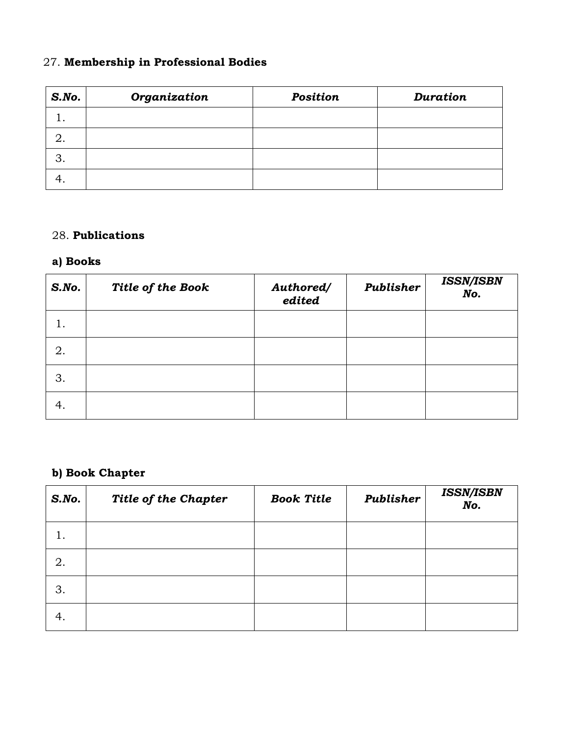27. **Membership in Professional Bodies**

| ***S.No.*** | ***Organization*** | ***Position*** | ***Duration*** |
|---|---|---|---|
| 1. | | | |
| 2. | | | |
| 3. | | | |
| 4. | | | |

28. **Publications**

**a) Books**

| ***S.No.*** | ***Title of the Book*** | ***Authored/ edited*** | ***Publisher*** | ***ISSN/ISBN No.*** |
|---|---|---|---|---|
| 1. | | | | |
| 2. | | | | |
| 3. | | | | |
| 4. | | | | |

**b) Book Chapter**

| ***S.No.*** | ***Title of the Chapter*** | ***Book Title*** | ***Publisher*** | ***ISSN/ISBN No.*** |
|---|---|---|---|---|
| 1. | | | | |
| 2. | | | | |
| 3. | | | | |
| 4. | | | | |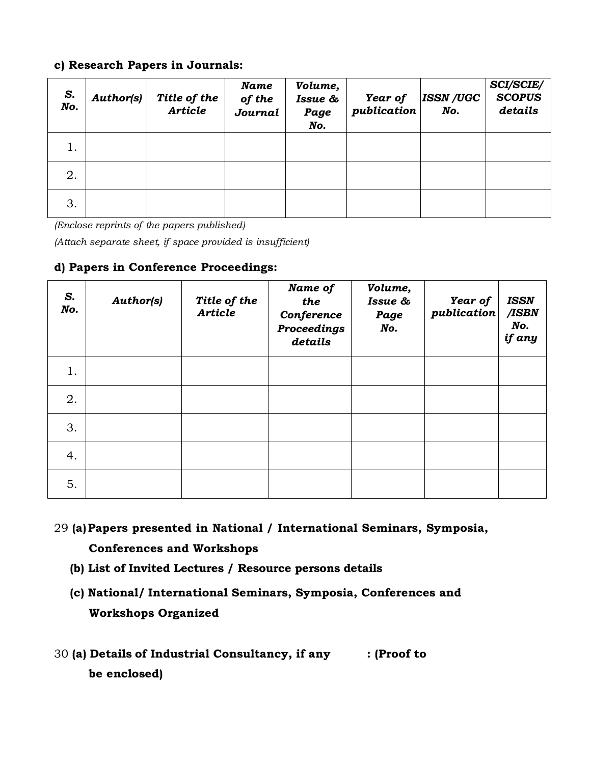**c) Research Papers in Journals:**

| *S. No.* | *Author(s)* | *Title of the Article* | *Name of the Journal* | *Volume, Issue & Page No.* | *Year of publication* | *ISSN /UGC No.* | *SCI/SCIE/ SCOPUS details* |
|---|---|---|---|---|---|---|---|
| 1. | | | | | | | |
| 2. | | | | | | | |
| 3. | | | | | | | |

*(Enclose reprints of the papers published)*

*(Attach separate sheet, if space provided is insufficient)*

**d) Papers in Conference Proceedings:**

| *S. No.* | *Author(s)* | *Title of the Article* | *Name of the Conference Proceedings details* | *Volume, Issue & Page No.* | *Year of publication* | *ISSN /ISBN No. if any* |
|---|---|---|---|---|---|---|
| 1. | | | | | | |
| 2. | | | | | | |
| 3. | | | | | | |
| 4. | | | | | | |
| 5. | | | | | | |

29 **(a) Papers presented in National / International Seminars, Symposia, Conferences and Workshops**

**(b) List of Invited Lectures / Resource persons details**

**(c) National/ International Seminars, Symposia, Conferences and Workshops Organized**

30 **(a) Details of Industrial Consultancy, if any : (Proof to be enclosed)**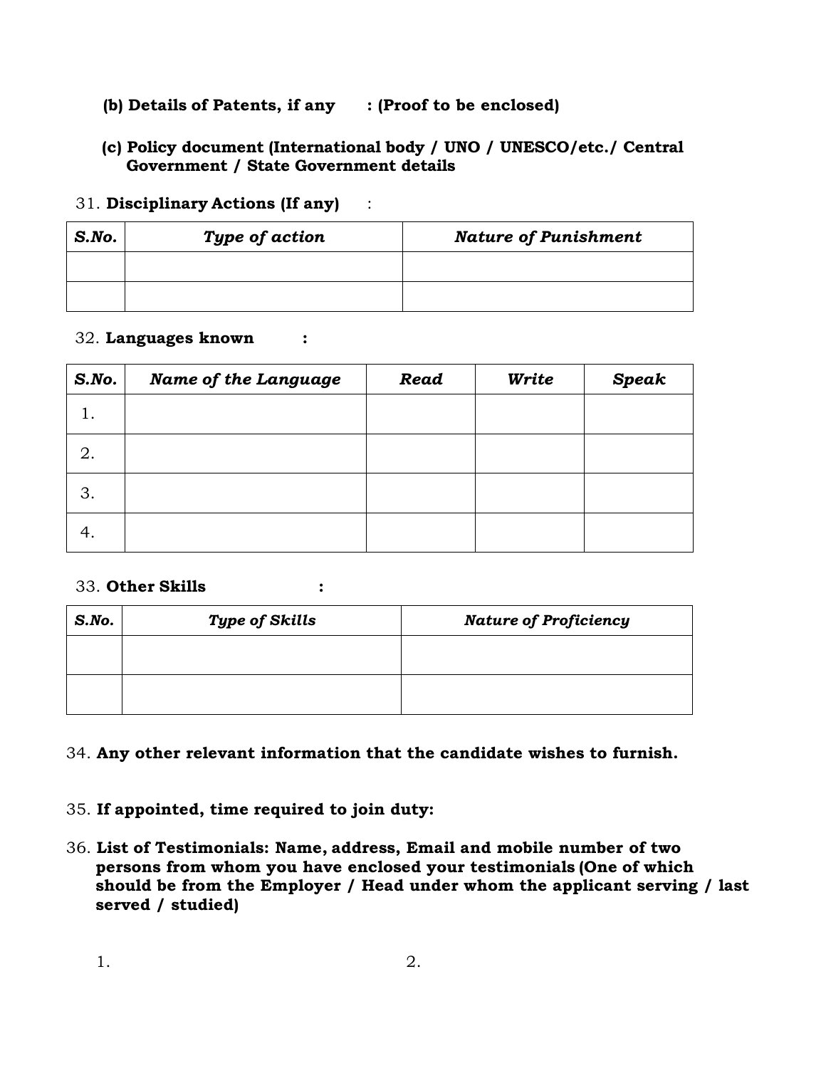**(b) Details of Patents, if any : (Proof to be enclosed)**

**(c) Policy document (International body / UNO / UNESCO/etc./ Central Government / State Government details**

31. **Disciplinary Actions (If any)** :

| ***S.No.*** | ***Type of action*** | ***Nature of Punishment*** |
|---|---|---|
| | | |
| | | |

32. **Languages known** :

| ***S.No.*** | ***Name of the Language*** | ***Read*** | ***Write*** | ***Speak*** |
|---|---|---|---|---|
| 1. | | | | |
| 2. | | | | |
| 3. | | | | |
| 4. | | | | |

33. **Other Skills** :

| ***S.No.*** | ***Type of Skills*** | ***Nature of Proficiency*** |
|---|---|---|
| | | |
| | | |

34. **Any other relevant information that the candidate wishes to furnish.**

35. **If appointed, time required to join duty:**

36. **List of Testimonials: Name, address, Email and mobile number of two persons from whom you have enclosed your testimonials (One of which should be from the Employer / Head under whom the applicant serving / last served / studied)**

1.

2.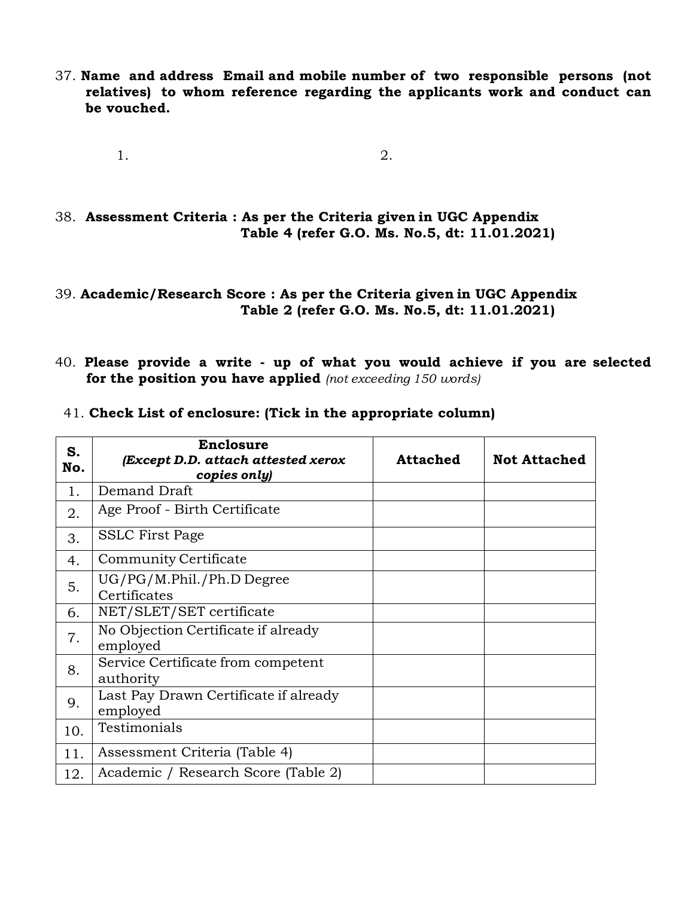37. **Name and address Email and mobile number of two responsible persons (not relatives) to whom reference regarding the applicants work and conduct can be vouched.**

1. 

2. 

38. **Assessment Criteria : As per the Criteria given in UGC Appendix Table 4 (refer G.O. Ms. No.5, dt: 11.01.2021)**

39. **Academic/Research Score : As per the Criteria given in UGC Appendix Table 2 (refer G.O. Ms. No.5, dt: 11.01.2021)**

40. **Please provide a write - up of what you would achieve if you are selected for the position you have applied** *(not exceeding 150 words)*

41. **Check List of enclosure: (Tick in the appropriate column)**

| **S. No.** | **Enclosure** ***(Except D.D. attach attested xerox copies only)*** | **Attached** | **Not Attached** |
|---|---|---|---|
| 1. | Demand Draft | | |
| 2. | Age Proof - Birth Certificate | | |
| 3. | SSLC First Page | | |
| 4. | Community Certificate | | |
| 5. | UG/PG/M.Phil./Ph.D Degree Certificates | | |
| 6. | NET/SLET/SET certificate | | |
| 7. | No Objection Certificate if already employed | | |
| 8. | Service Certificate from competent authority | | |
| 9. | Last Pay Drawn Certificate if already employed | | |
| 10. | Testimonials | | |
| 11. | Assessment Criteria (Table 4) | | |
| 12. | Academic / Research Score (Table 2) | | |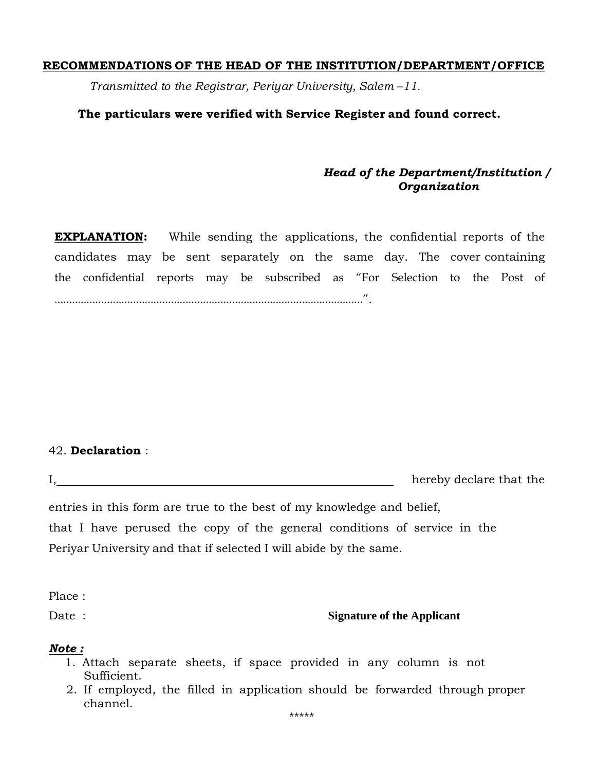**RECOMMENDATIONS OF THE HEAD OF THE INSTITUTION/DEPARTMENT/OFFICE**

*Transmitted to the Registrar, Periyar University, Salem –11.*

**The particulars were verified with Service Register and found correct.**

***Head of the Department/Institution / Organization***

**EXPLANATION:** While sending the applications, the confidential reports of the candidates may be sent separately on the same day. The cover containing the confidential reports may be subscribed as "For Selection to the Post of ..........................................................................................................".

42. **Declaration** :

I,\_\_\_\_\_\_\_\_\_\_\_\_\_\_\_\_\_\_\_\_\_\_\_\_\_\_\_\_\_\_\_\_\_\_\_\_\_\_\_\_\_\_\_\_ hereby declare that the entries in this form are true to the best of my knowledge and belief, that I have perused the copy of the general conditions of service in the Periyar University and that if selected I will abide by the same.

Place :

Date : **Signature of the Applicant**

***Note :***

1. Attach separate sheets, if space provided in any column is not Sufficient.
2. If employed, the filled in application should be forwarded through proper channel.

*****